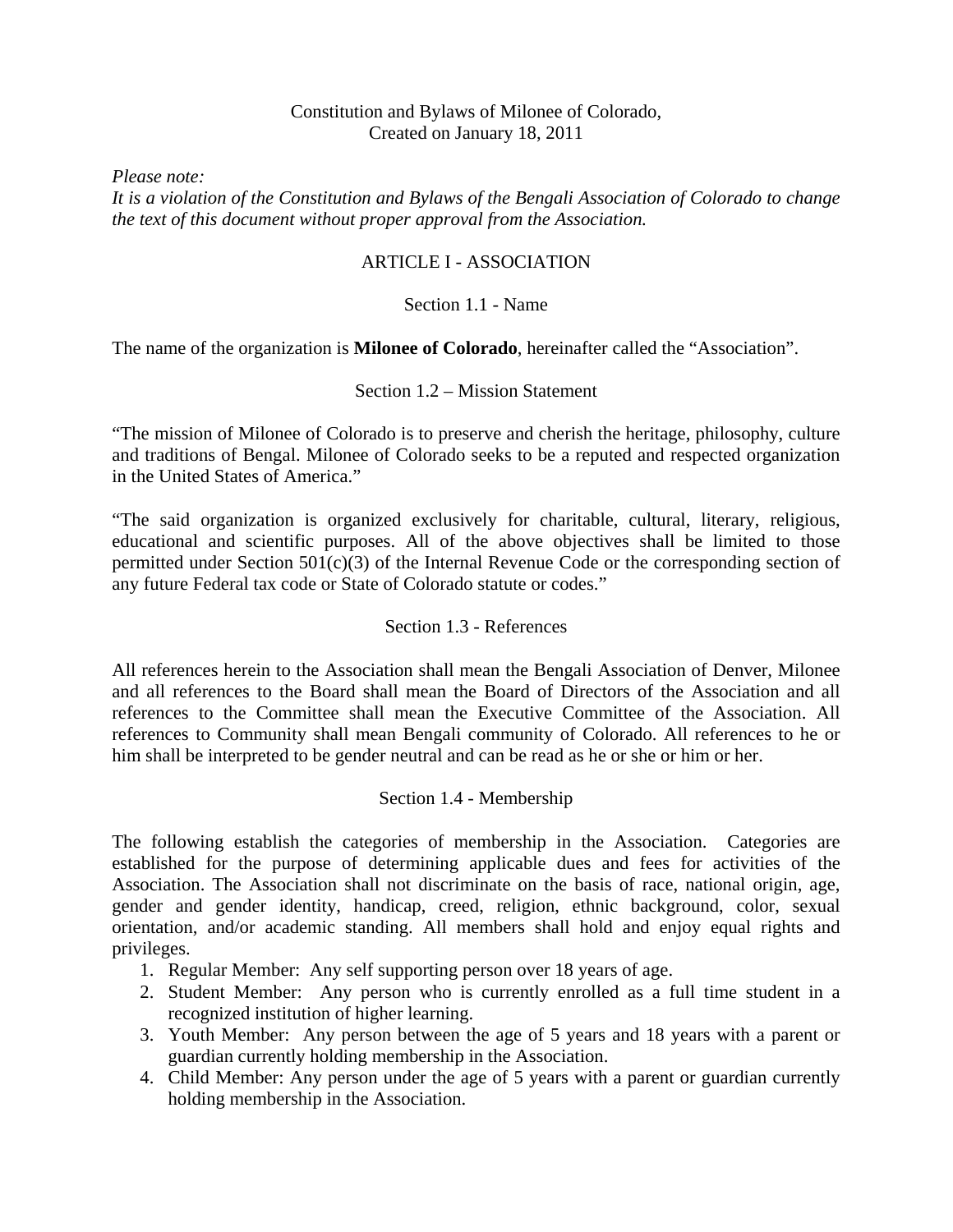Constitution and Bylaws of Milonee of Colorado,
Created on January 18, 2011

*Please note:*
*It is a violation of the Constitution and Bylaws of the Bengali Association of Colorado to change the text of this document without proper approval from the Association.*

# ARTICLE I - ASSOCIATION

## Section 1.1 - Name

The name of the organization is **Milonee of Colorado**, hereinafter called the "Association".

## Section 1.2 – Mission Statement

"The mission of Milonee of Colorado is to preserve and cherish the heritage, philosophy, culture and traditions of Bengal. Milonee of Colorado seeks to be a reputed and respected organization in the United States of America."

"The said organization is organized exclusively for charitable, cultural, literary, religious, educational and scientific purposes. All of the above objectives shall be limited to those permitted under Section 501(c)(3) of the Internal Revenue Code or the corresponding section of any future Federal tax code or State of Colorado statute or codes."

## Section 1.3 - References

All references herein to the Association shall mean the Bengali Association of Denver, Milonee and all references to the Board shall mean the Board of Directors of the Association and all references to the Committee shall mean the Executive Committee of the Association. All references to Community shall mean Bengali community of Colorado. All references to he or him shall be interpreted to be gender neutral and can be read as he or she or him or her.

## Section 1.4 - Membership

The following establish the categories of membership in the Association. Categories are established for the purpose of determining applicable dues and fees for activities of the Association. The Association shall not discriminate on the basis of race, national origin, age, gender and gender identity, handicap, creed, religion, ethnic background, color, sexual orientation, and/or academic standing. All members shall hold and enjoy equal rights and privileges.

1. Regular Member: Any self supporting person over 18 years of age.
2. Student Member: Any person who is currently enrolled as a full time student in a recognized institution of higher learning.
3. Youth Member: Any person between the age of 5 years and 18 years with a parent or guardian currently holding membership in the Association.
4. Child Member: Any person under the age of 5 years with a parent or guardian currently holding membership in the Association.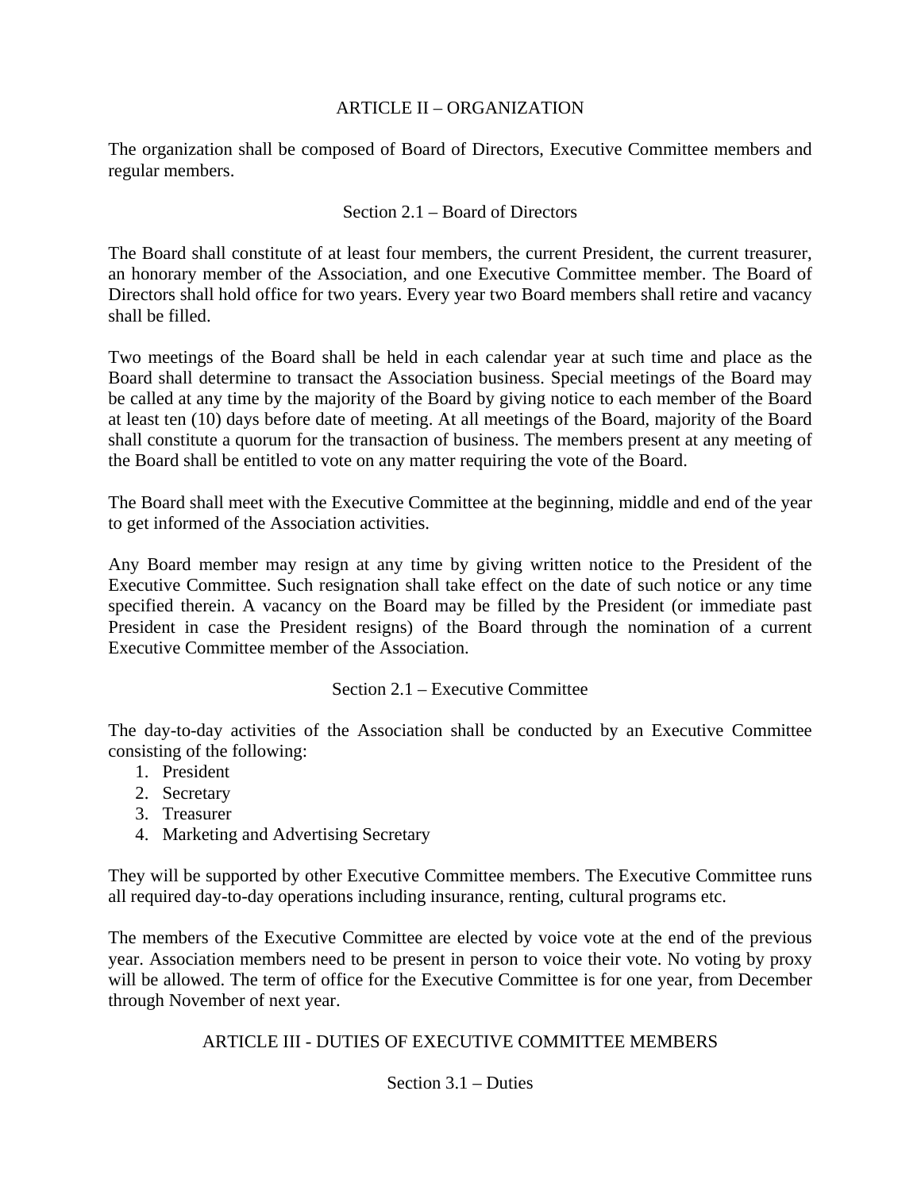## ARTICLE II – ORGANIZATION

The organization shall be composed of Board of Directors, Executive Committee members and regular members.

### Section 2.1 – Board of Directors

The Board shall constitute of at least four members, the current President, the current treasurer, an honorary member of the Association, and one Executive Committee member. The Board of Directors shall hold office for two years. Every year two Board members shall retire and vacancy shall be filled.

Two meetings of the Board shall be held in each calendar year at such time and place as the Board shall determine to transact the Association business. Special meetings of the Board may be called at any time by the majority of the Board by giving notice to each member of the Board at least ten (10) days before date of meeting. At all meetings of the Board, majority of the Board shall constitute a quorum for the transaction of business. The members present at any meeting of the Board shall be entitled to vote on any matter requiring the vote of the Board.

The Board shall meet with the Executive Committee at the beginning, middle and end of the year to get informed of the Association activities.

Any Board member may resign at any time by giving written notice to the President of the Executive Committee. Such resignation shall take effect on the date of such notice or any time specified therein. A vacancy on the Board may be filled by the President (or immediate past President in case the President resigns) of the Board through the nomination of a current Executive Committee member of the Association.

### Section 2.1 – Executive Committee

The day-to-day activities of the Association shall be conducted by an Executive Committee consisting of the following:

1. President
2. Secretary
3. Treasurer
4. Marketing and Advertising Secretary

They will be supported by other Executive Committee members. The Executive Committee runs all required day-to-day operations including insurance, renting, cultural programs etc.

The members of the Executive Committee are elected by voice vote at the end of the previous year. Association members need to be present in person to voice their vote. No voting by proxy will be allowed. The term of office for the Executive Committee is for one year, from December through November of next year.

## ARTICLE III - DUTIES OF EXECUTIVE COMMITTEE MEMBERS

### Section 3.1 – Duties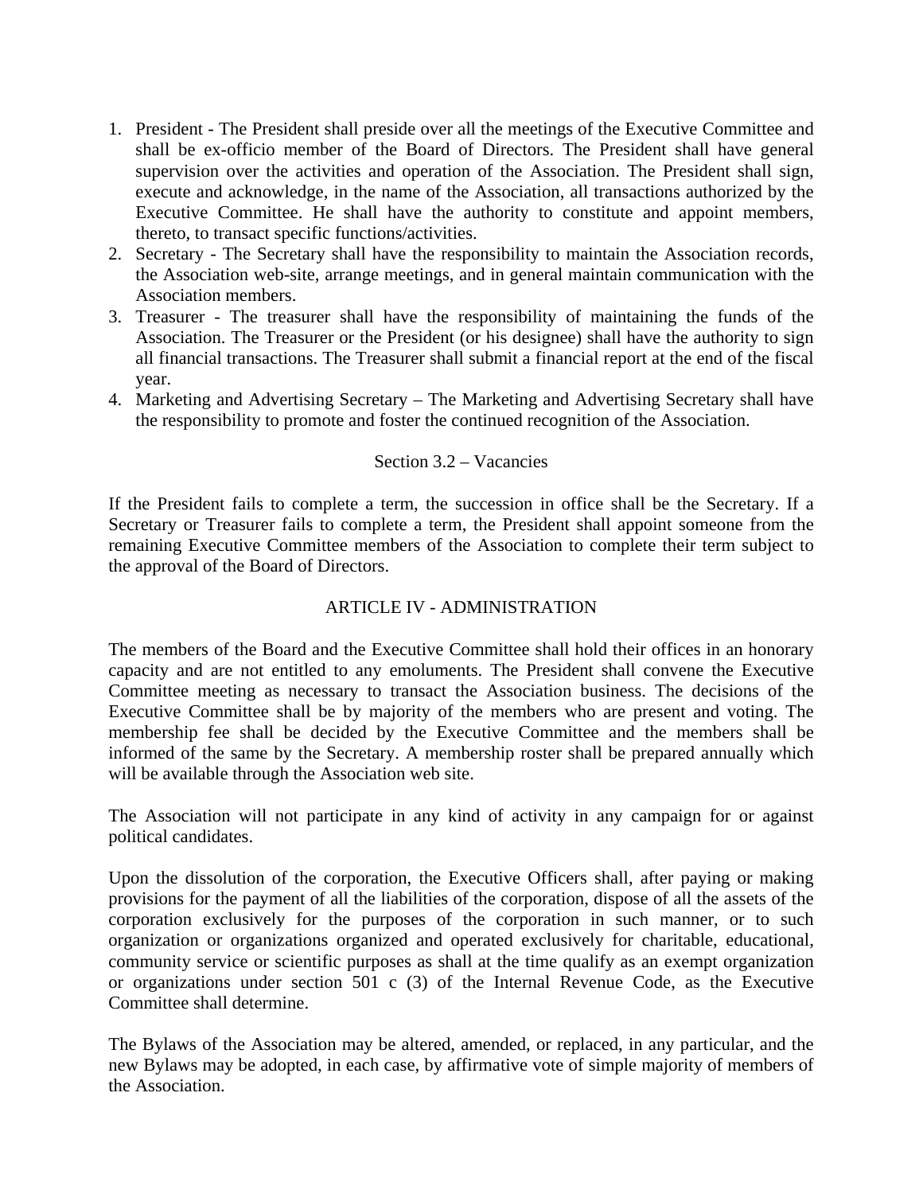1. President - The President shall preside over all the meetings of the Executive Committee and shall be ex-officio member of the Board of Directors. The President shall have general supervision over the activities and operation of the Association. The President shall sign, execute and acknowledge, in the name of the Association, all transactions authorized by the Executive Committee. He shall have the authority to constitute and appoint members, thereto, to transact specific functions/activities.
2. Secretary - The Secretary shall have the responsibility to maintain the Association records, the Association web-site, arrange meetings, and in general maintain communication with the Association members.
3. Treasurer - The treasurer shall have the responsibility of maintaining the funds of the Association. The Treasurer or the President (or his designee) shall have the authority to sign all financial transactions. The Treasurer shall submit a financial report at the end of the fiscal year.
4. Marketing and Advertising Secretary – The Marketing and Advertising Secretary shall have the responsibility to promote and foster the continued recognition of the Association.

### Section 3.2 – Vacancies

If the President fails to complete a term, the succession in office shall be the Secretary. If a Secretary or Treasurer fails to complete a term, the President shall appoint someone from the remaining Executive Committee members of the Association to complete their term subject to the approval of the Board of Directors.

## ARTICLE IV - ADMINISTRATION

The members of the Board and the Executive Committee shall hold their offices in an honorary capacity and are not entitled to any emoluments. The President shall convene the Executive Committee meeting as necessary to transact the Association business. The decisions of the Executive Committee shall be by majority of the members who are present and voting. The membership fee shall be decided by the Executive Committee and the members shall be informed of the same by the Secretary. A membership roster shall be prepared annually which will be available through the Association web site.

The Association will not participate in any kind of activity in any campaign for or against political candidates.

Upon the dissolution of the corporation, the Executive Officers shall, after paying or making provisions for the payment of all the liabilities of the corporation, dispose of all the assets of the corporation exclusively for the purposes of the corporation in such manner, or to such organization or organizations organized and operated exclusively for charitable, educational, community service or scientific purposes as shall at the time qualify as an exempt organization or organizations under section 501 c (3) of the Internal Revenue Code, as the Executive Committee shall determine.

The Bylaws of the Association may be altered, amended, or replaced, in any particular, and the new Bylaws may be adopted, in each case, by affirmative vote of simple majority of members of the Association.